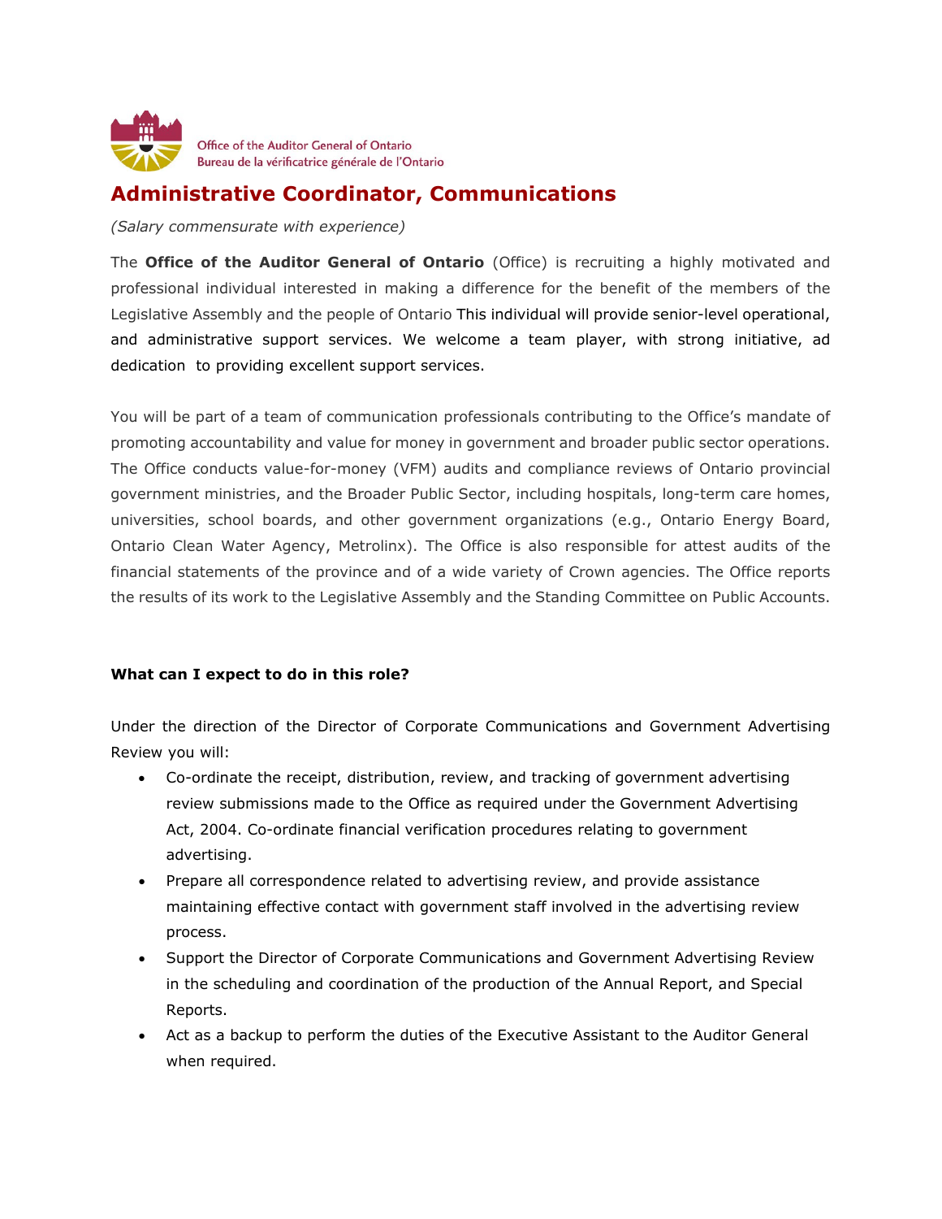Office of the Auditor General of Ontario
Bureau de la vérificatrice générale de l'Ontario

# Administrative Coordinator, Communications

*(Salary commensurate with experience)*

The **Office of the Auditor General of Ontario** (Office) is recruiting a highly motivated and professional individual interested in making a difference for the benefit of the members of the Legislative Assembly and the people of Ontario This individual will provide senior-level operational, and administrative support services. We welcome a team player, with strong initiative, ad dedication to providing excellent support services.

You will be part of a team of communication professionals contributing to the Office's mandate of promoting accountability and value for money in government and broader public sector operations. The Office conducts value-for-money (VFM) audits and compliance reviews of Ontario provincial government ministries, and the Broader Public Sector, including hospitals, long-term care homes, universities, school boards, and other government organizations (e.g., Ontario Energy Board, Ontario Clean Water Agency, Metrolinx). The Office is also responsible for attest audits of the financial statements of the province and of a wide variety of Crown agencies. The Office reports the results of its work to the Legislative Assembly and the Standing Committee on Public Accounts.

**What can I expect to do in this role?**

Under the direction of the Director of Corporate Communications and Government Advertising Review you will:

- Co-ordinate the receipt, distribution, review, and tracking of government advertising review submissions made to the Office as required under the Government Advertising Act, 2004. Co-ordinate financial verification procedures relating to government advertising.
- Prepare all correspondence related to advertising review, and provide assistance maintaining effective contact with government staff involved in the advertising review process.
- Support the Director of Corporate Communications and Government Advertising Review in the scheduling and coordination of the production of the Annual Report, and Special Reports.
- Act as a backup to perform the duties of the Executive Assistant to the Auditor General when required.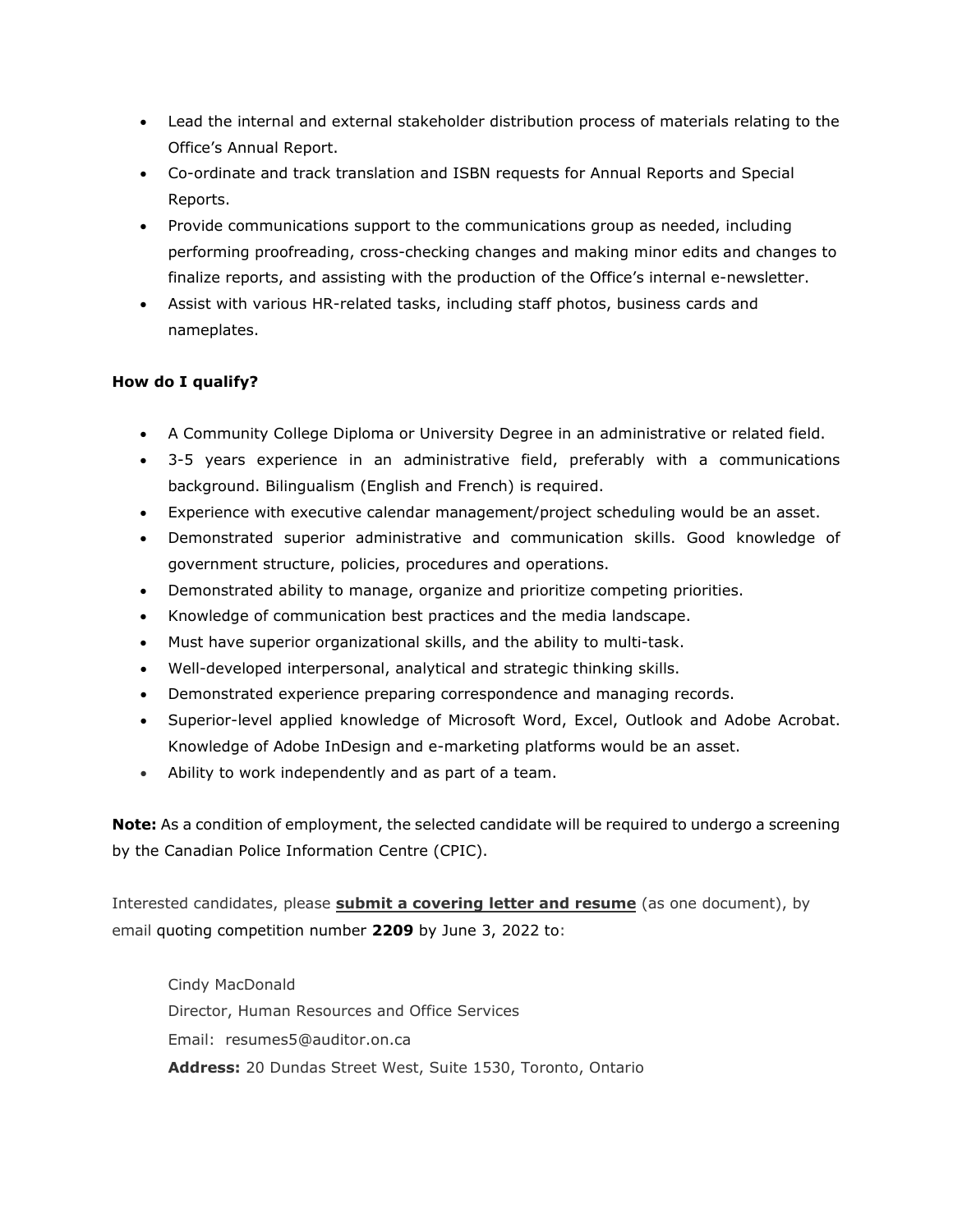- Lead the internal and external stakeholder distribution process of materials relating to the Office's Annual Report.
- Co-ordinate and track translation and ISBN requests for Annual Reports and Special Reports.
- Provide communications support to the communications group as needed, including performing proofreading, cross-checking changes and making minor edits and changes to finalize reports, and assisting with the production of the Office's internal e-newsletter.
- Assist with various HR-related tasks, including staff photos, business cards and nameplates.

**How do I qualify?**

- A Community College Diploma or University Degree in an administrative or related field.
- 3-5 years experience in an administrative field, preferably with a communications background. Bilingualism (English and French) is required.
- Experience with executive calendar management/project scheduling would be an asset.
- Demonstrated superior administrative and communication skills. Good knowledge of government structure, policies, procedures and operations.
- Demonstrated ability to manage, organize and prioritize competing priorities.
- Knowledge of communication best practices and the media landscape.
- Must have superior organizational skills, and the ability to multi-task.
- Well-developed interpersonal, analytical and strategic thinking skills.
- Demonstrated experience preparing correspondence and managing records.
- Superior-level applied knowledge of Microsoft Word, Excel, Outlook and Adobe Acrobat. Knowledge of Adobe InDesign and e-marketing platforms would be an asset.
- Ability to work independently and as part of a team.

**Note:** As a condition of employment, the selected candidate will be required to undergo a screening by the Canadian Police Information Centre (CPIC).

Interested candidates, please **submit a covering letter and resume** (as one document), by email quoting competition number **2209** by June 3, 2022 to:

Cindy MacDonald
Director, Human Resources and Office Services
Email: resumes5@auditor.on.ca
**Address:** 20 Dundas Street West, Suite 1530, Toronto, Ontario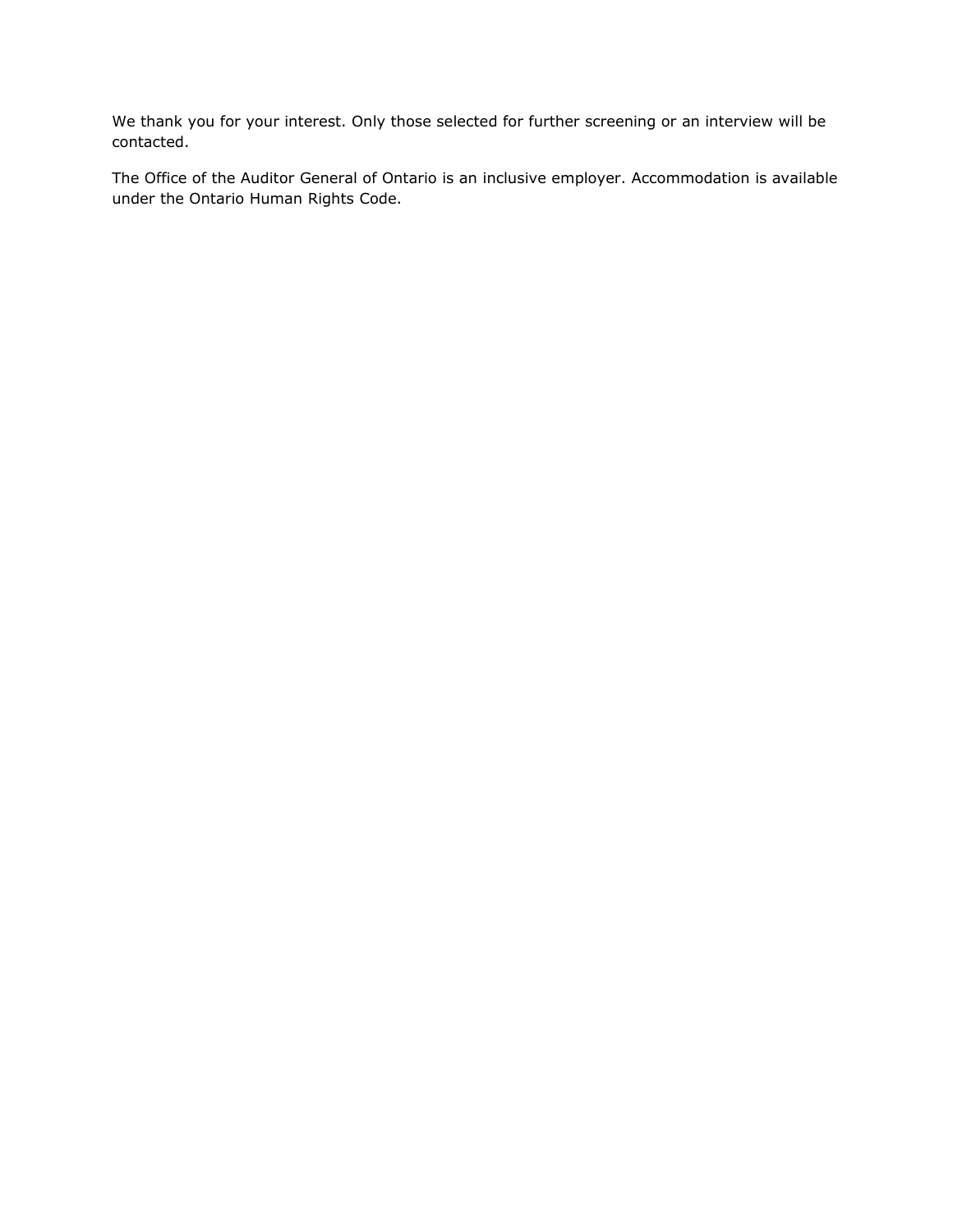We thank you for your interest. Only those selected for further screening or an interview will be contacted.

The Office of the Auditor General of Ontario is an inclusive employer. Accommodation is available under the Ontario Human Rights Code.